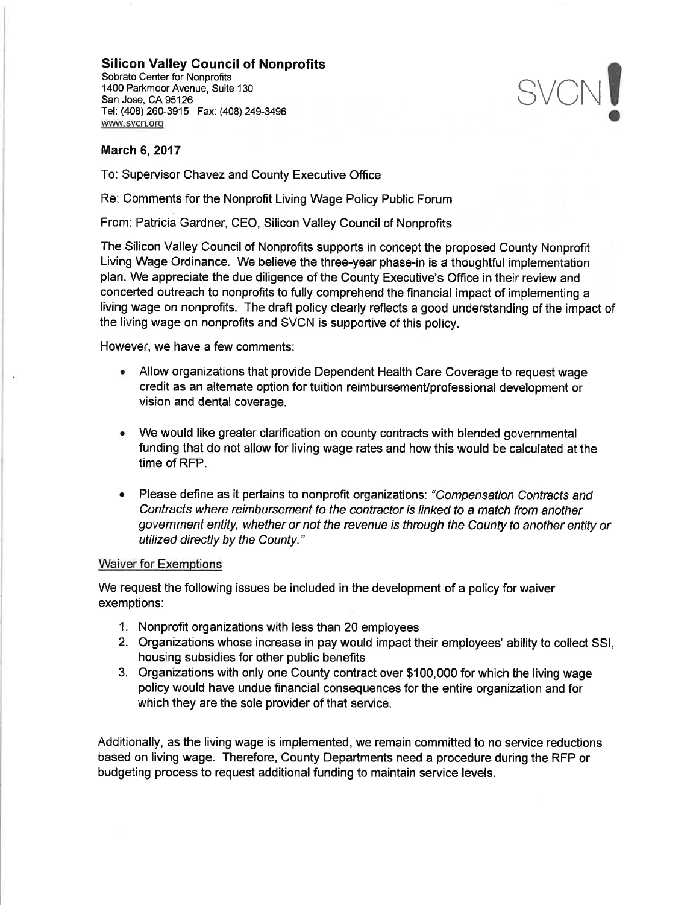**Silicon Valley Council of Nonprofits**
Sobrato Center for Nonprofits
1400 Parkmoor Avenue, Suite 130
San Jose, CA 95126
Tel: (408) 260-3915 Fax: (408) 249-3496
www.svcn.org

SVCN!

**March 6, 2017**

To: Supervisor Chavez and County Executive Office

Re: Comments for the Nonprofit Living Wage Policy Public Forum

From: Patricia Gardner, CEO, Silicon Valley Council of Nonprofits

The Silicon Valley Council of Nonprofits supports in concept the proposed County Nonprofit Living Wage Ordinance. We believe the three-year phase-in is a thoughtful implementation plan. We appreciate the due diligence of the County Executive's Office in their review and concerted outreach to nonprofits to fully comprehend the financial impact of implementing a living wage on nonprofits. The draft policy clearly reflects a good understanding of the impact of the living wage on nonprofits and SVCN is supportive of this policy.

However, we have a few comments:

- Allow organizations that provide Dependent Health Care Coverage to request wage credit as an alternate option for tuition reimbursement/professional development or vision and dental coverage.
- We would like greater clarification on county contracts with blended governmental funding that do not allow for living wage rates and how this would be calculated at the time of RFP.
- Please define as it pertains to nonprofit organizations: *"Compensation Contracts and Contracts where reimbursement to the contractor is linked to a match from another government entity, whether or not the revenue is through the County to another entity or utilized directly by the County."*

Waiver for Exemptions

We request the following issues be included in the development of a policy for waiver exemptions:

1. Nonprofit organizations with less than 20 employees
2. Organizations whose increase in pay would impact their employees' ability to collect SSI, housing subsidies for other public benefits
3. Organizations with only one County contract over $100,000 for which the living wage policy would have undue financial consequences for the entire organization and for which they are the sole provider of that service.

Additionally, as the living wage is implemented, we remain committed to no service reductions based on living wage. Therefore, County Departments need a procedure during the RFP or budgeting process to request additional funding to maintain service levels.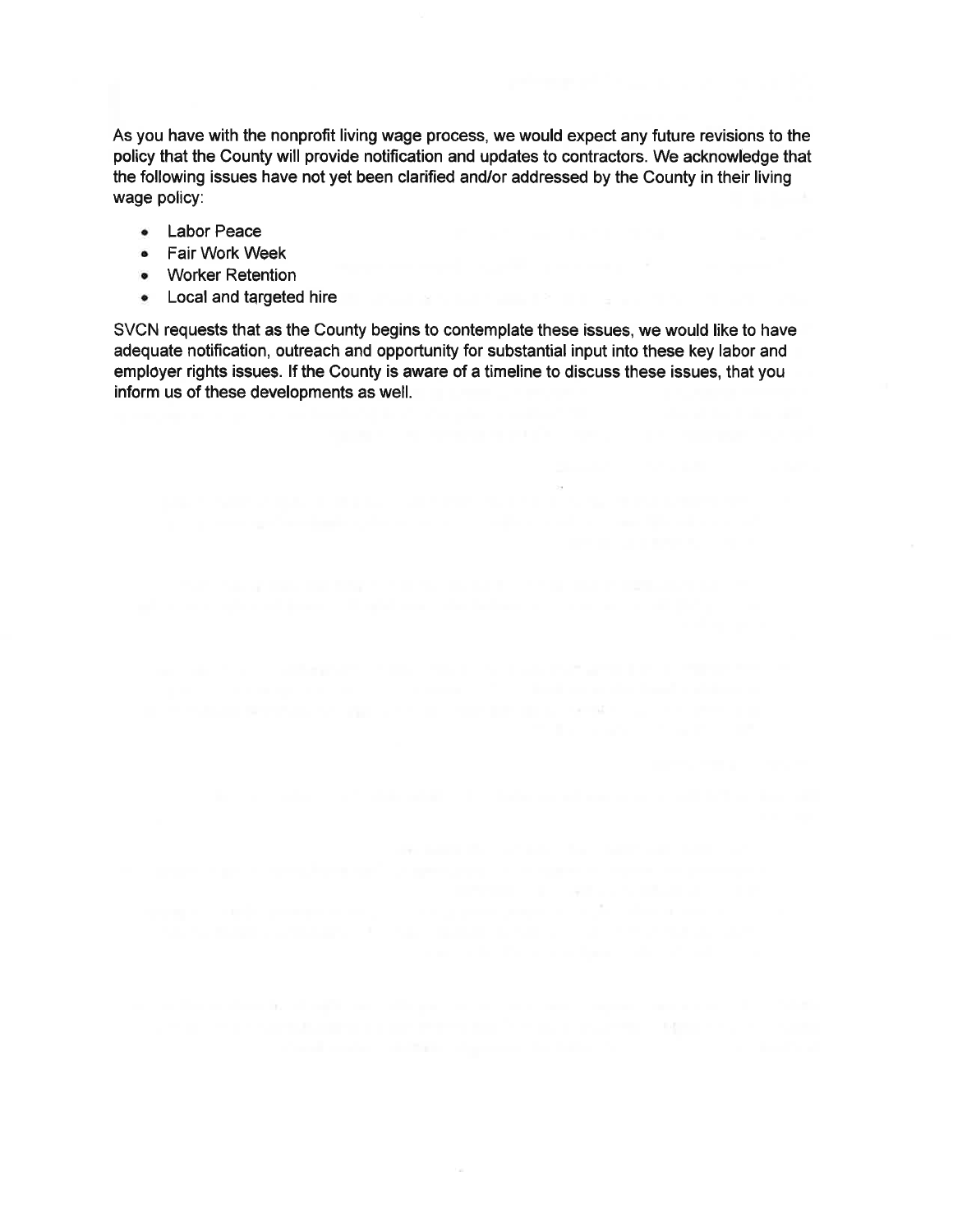As you have with the nonprofit living wage process, we would expect any future revisions to the policy that the County will provide notification and updates to contractors. We acknowledge that the following issues have not yet been clarified and/or addressed by the County in their living wage policy:

- Labor Peace
- Fair Work Week
- Worker Retention
- Local and targeted hire

SVCN requests that as the County begins to contemplate these issues, we would like to have adequate notification, outreach and opportunity for substantial input into these key labor and employer rights issues. If the County is aware of a timeline to discuss these issues, that you inform us of these developments as well.